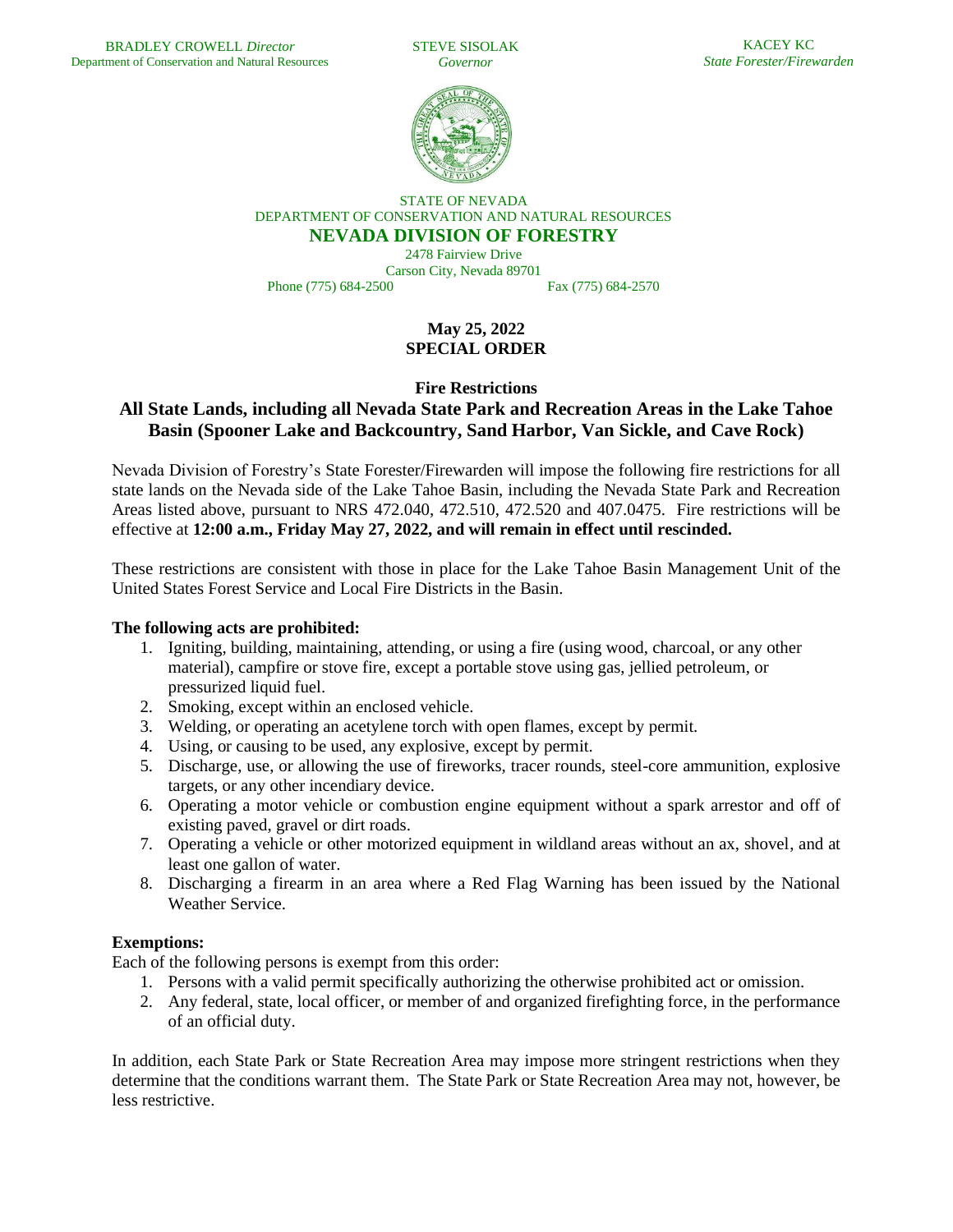BRADLEY CROWELL *Director*
Department of Conservation and Natural Resources

STEVE SISOLAK
*Governor*

KACEY KC
*State Forester/Firewarden*

STATE OF NEVADA
DEPARTMENT OF CONSERVATION AND NATURAL RESOURCES

**NEVADA DIVISION OF FORESTRY**

2478 Fairview Drive
Carson City, Nevada 89701
Phone (775) 684-2500 Fax (775) 684-2570

**May 25, 2022**
**SPECIAL ORDER**

**Fire Restrictions**

## All State Lands, including all Nevada State Park and Recreation Areas in the Lake Tahoe Basin (Spooner Lake and Backcountry, Sand Harbor, Van Sickle, and Cave Rock)

Nevada Division of Forestry's State Forester/Firewarden will impose the following fire restrictions for all state lands on the Nevada side of the Lake Tahoe Basin, including the Nevada State Park and Recreation Areas listed above, pursuant to NRS 472.040, 472.510, 472.520 and 407.0475. Fire restrictions will be effective at **12:00 a.m., Friday May 27, 2022, and will remain in effect until rescinded.**

These restrictions are consistent with those in place for the Lake Tahoe Basin Management Unit of the United States Forest Service and Local Fire Districts in the Basin.

**The following acts are prohibited:**

1. Igniting, building, maintaining, attending, or using a fire (using wood, charcoal, or any other material), campfire or stove fire, except a portable stove using gas, jellied petroleum, or pressurized liquid fuel.
2. Smoking, except within an enclosed vehicle.
3. Welding, or operating an acetylene torch with open flames, except by permit.
4. Using, or causing to be used, any explosive, except by permit.
5. Discharge, use, or allowing the use of fireworks, tracer rounds, steel-core ammunition, explosive targets, or any other incendiary device.
6. Operating a motor vehicle or combustion engine equipment without a spark arrestor and off of existing paved, gravel or dirt roads.
7. Operating a vehicle or other motorized equipment in wildland areas without an ax, shovel, and at least one gallon of water.
8. Discharging a firearm in an area where a Red Flag Warning has been issued by the National Weather Service.

**Exemptions:**
Each of the following persons is exempt from this order:

1. Persons with a valid permit specifically authorizing the otherwise prohibited act or omission.
2. Any federal, state, local officer, or member of and organized firefighting force, in the performance of an official duty.

In addition, each State Park or State Recreation Area may impose more stringent restrictions when they determine that the conditions warrant them. The State Park or State Recreation Area may not, however, be less restrictive.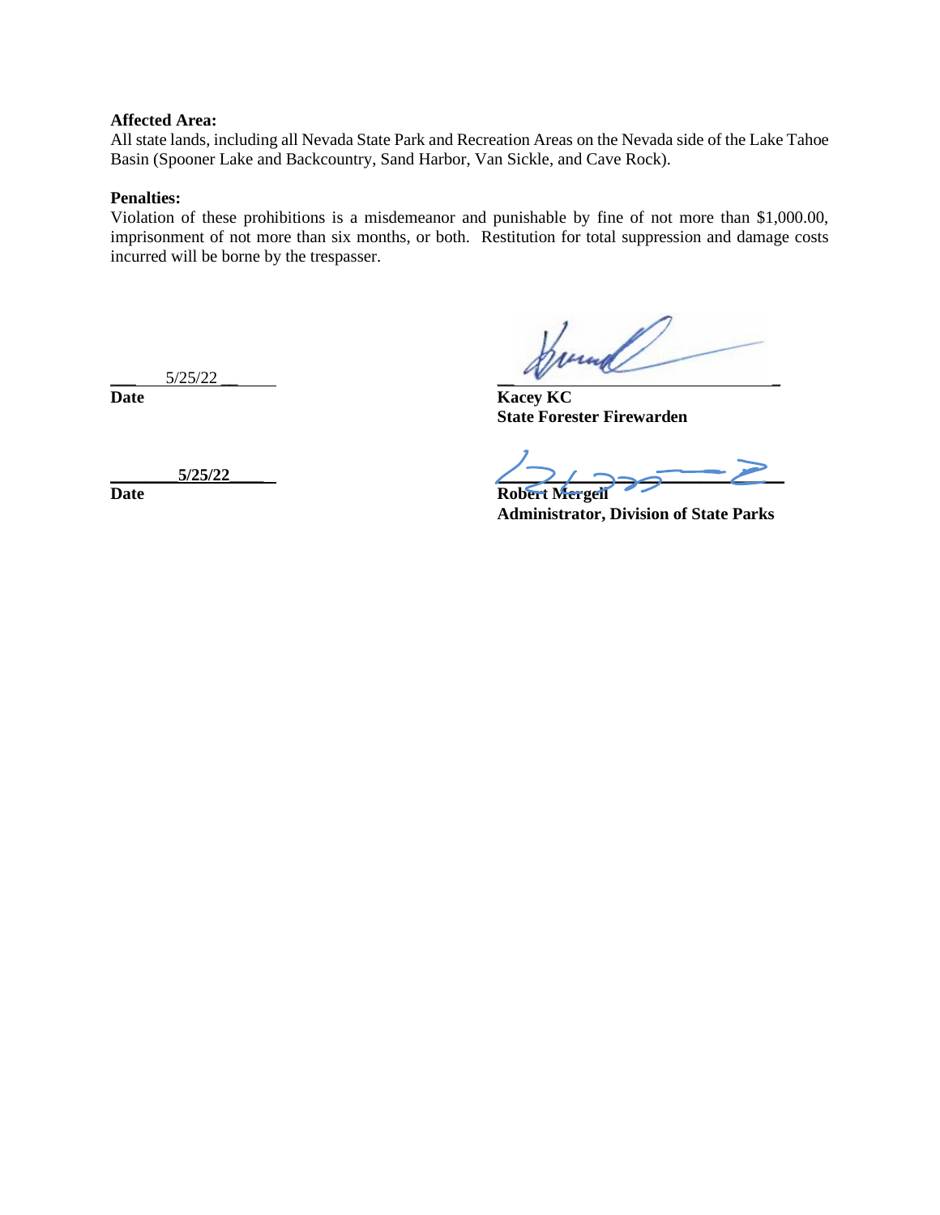**Affected Area:**

All state lands, including all Nevada State Park and Recreation Areas on the Nevada side of the Lake Tahoe Basin (Spooner Lake and Backcountry, Sand Harbor, Van Sickle, and Cave Rock).

**Penalties:**

Violation of these prohibitions is a misdemeanor and punishable by fine of not more than $1,000.00, imprisonment of not more than six months, or both. Restitution for total suppression and damage costs incurred will be borne by the trespasser.

5/25/22

**Date**

**Kacey KC**
**State Forester Firewarden**

**5/25/22**

**Date**

**Robert Mergell**
**Administrator, Division of State Parks**